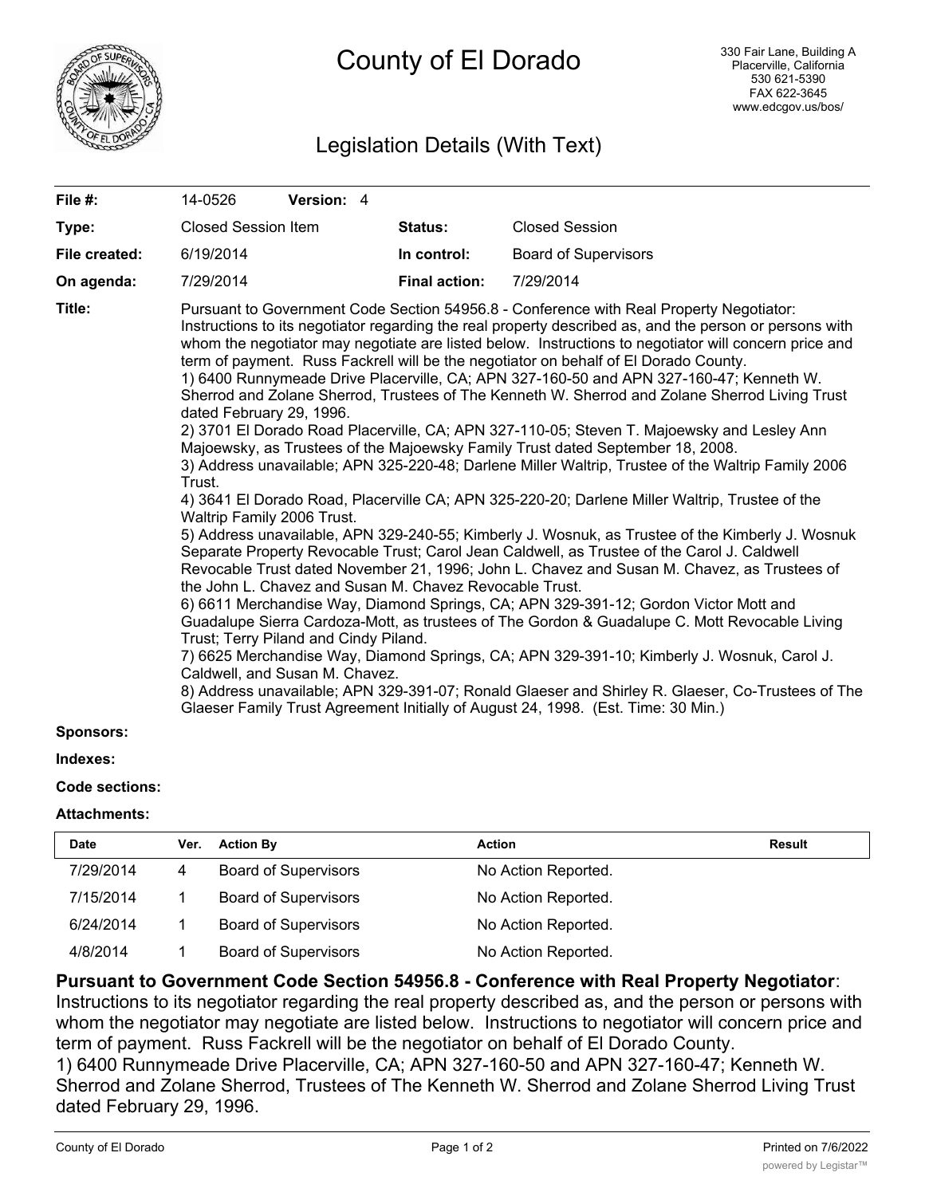# County of El Dorado

330 Fair Lane, Building A
Placerville, California
530 621-5390
FAX 622-3645
www.edcgov.us/bos/

## Legislation Details (With Text)

| | | | |
|---|---|---|---|
| **File #:** | 14-0526 **Version:** 4 | | |
| **Type:** | Closed Session Item | **Status:** | Closed Session |
| **File created:** | 6/19/2014 | **In control:** | Board of Supervisors |
| **On agenda:** | 7/29/2014 | **Final action:** | 7/29/2014 |

**Title:** Pursuant to Government Code Section 54956.8 - Conference with Real Property Negotiator: Instructions to its negotiator regarding the real property described as, and the person or persons with whom the negotiator may negotiate are listed below. Instructions to negotiator will concern price and term of payment. Russ Fackrell will be the negotiator on behalf of El Dorado County.
1) 6400 Runnymeade Drive Placerville, CA; APN 327-160-50 and APN 327-160-47; Kenneth W. Sherrod and Zolane Sherrod, Trustees of The Kenneth W. Sherrod and Zolane Sherrod Living Trust dated February 29, 1996.
2) 3701 El Dorado Road Placerville, CA; APN 327-110-05; Steven T. Majoewsky and Lesley Ann Majoewsky, as Trustees of the Majoewsky Family Trust dated September 18, 2008.
3) Address unavailable; APN 325-220-48; Darlene Miller Waltrip, Trustee of the Waltrip Family 2006 Trust.
4) 3641 El Dorado Road, Placerville CA; APN 325-220-20; Darlene Miller Waltrip, Trustee of the Waltrip Family 2006 Trust.
5) Address unavailable, APN 329-240-55; Kimberly J. Wosnuk, as Trustee of the Kimberly J. Wosnuk Separate Property Revocable Trust; Carol Jean Caldwell, as Trustee of the Carol J. Caldwell Revocable Trust dated November 21, 1996; John L. Chavez and Susan M. Chavez, as Trustees of the John L. Chavez and Susan M. Chavez Revocable Trust.
6) 6611 Merchandise Way, Diamond Springs, CA; APN 329-391-12; Gordon Victor Mott and Guadalupe Sierra Cardoza-Mott, as trustees of The Gordon & Guadalupe C. Mott Revocable Living Trust; Terry Piland and Cindy Piland.
7) 6625 Merchandise Way, Diamond Springs, CA; APN 329-391-10; Kimberly J. Wosnuk, Carol J. Caldwell, and Susan M. Chavez.
8) Address unavailable; APN 329-391-07; Ronald Glaeser and Shirley R. Glaeser, Co-Trustees of The Glaeser Family Trust Agreement Initially of August 24, 1998. (Est. Time: 30 Min.)

**Sponsors:**

**Indexes:**

**Code sections:**

**Attachments:**

| Date | Ver. | Action By | Action | Result |
|---|---|---|---|---|
| 7/29/2014 | 4 | Board of Supervisors | No Action Reported. | |
| 7/15/2014 | 1 | Board of Supervisors | No Action Reported. | |
| 6/24/2014 | 1 | Board of Supervisors | No Action Reported. | |
| 4/8/2014 | 1 | Board of Supervisors | No Action Reported. | |

**Pursuant to Government Code Section 54956.8 - Conference with Real Property Negotiator**: Instructions to its negotiator regarding the real property described as, and the person or persons with whom the negotiator may negotiate are listed below. Instructions to negotiator will concern price and term of payment. Russ Fackrell will be the negotiator on behalf of El Dorado County.
1) 6400 Runnymeade Drive Placerville, CA; APN 327-160-50 and APN 327-160-47; Kenneth W. Sherrod and Zolane Sherrod, Trustees of The Kenneth W. Sherrod and Zolane Sherrod Living Trust dated February 29, 1996.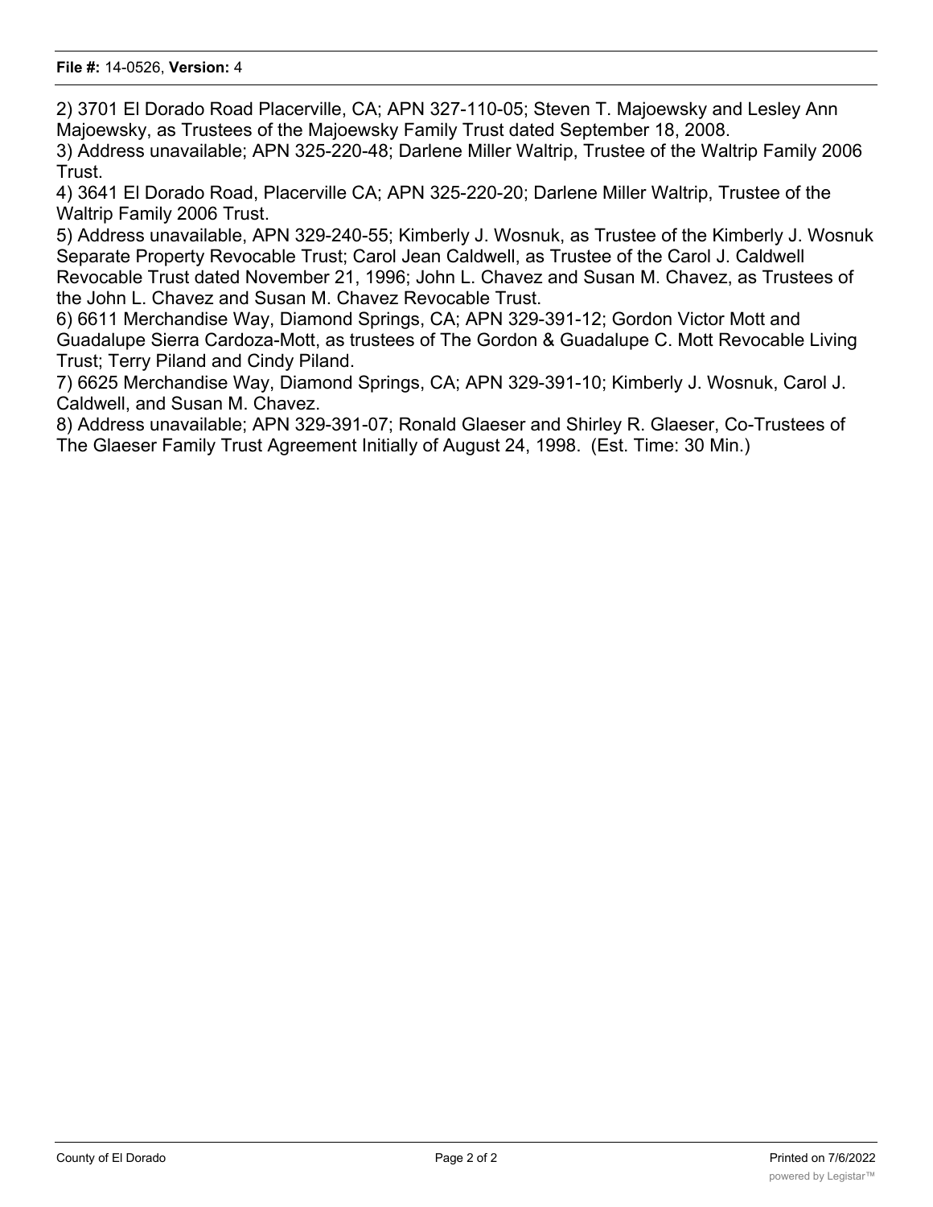2) 3701 El Dorado Road Placerville, CA; APN 327-110-05; Steven T. Majoewsky and Lesley Ann Majoewsky, as Trustees of the Majoewsky Family Trust dated September 18, 2008.

3) Address unavailable; APN 325-220-48; Darlene Miller Waltrip, Trustee of the Waltrip Family 2006 Trust.

4) 3641 El Dorado Road, Placerville CA; APN 325-220-20; Darlene Miller Waltrip, Trustee of the Waltrip Family 2006 Trust.

5) Address unavailable, APN 329-240-55; Kimberly J. Wosnuk, as Trustee of the Kimberly J. Wosnuk Separate Property Revocable Trust; Carol Jean Caldwell, as Trustee of the Carol J. Caldwell Revocable Trust dated November 21, 1996; John L. Chavez and Susan M. Chavez, as Trustees of the John L. Chavez and Susan M. Chavez Revocable Trust.

6) 6611 Merchandise Way, Diamond Springs, CA; APN 329-391-12; Gordon Victor Mott and Guadalupe Sierra Cardoza-Mott, as trustees of The Gordon & Guadalupe C. Mott Revocable Living Trust; Terry Piland and Cindy Piland.

7) 6625 Merchandise Way, Diamond Springs, CA; APN 329-391-10; Kimberly J. Wosnuk, Carol J. Caldwell, and Susan M. Chavez.

8) Address unavailable; APN 329-391-07; Ronald Glaeser and Shirley R. Glaeser, Co-Trustees of The Glaeser Family Trust Agreement Initially of August 24, 1998. (Est. Time: 30 Min.)